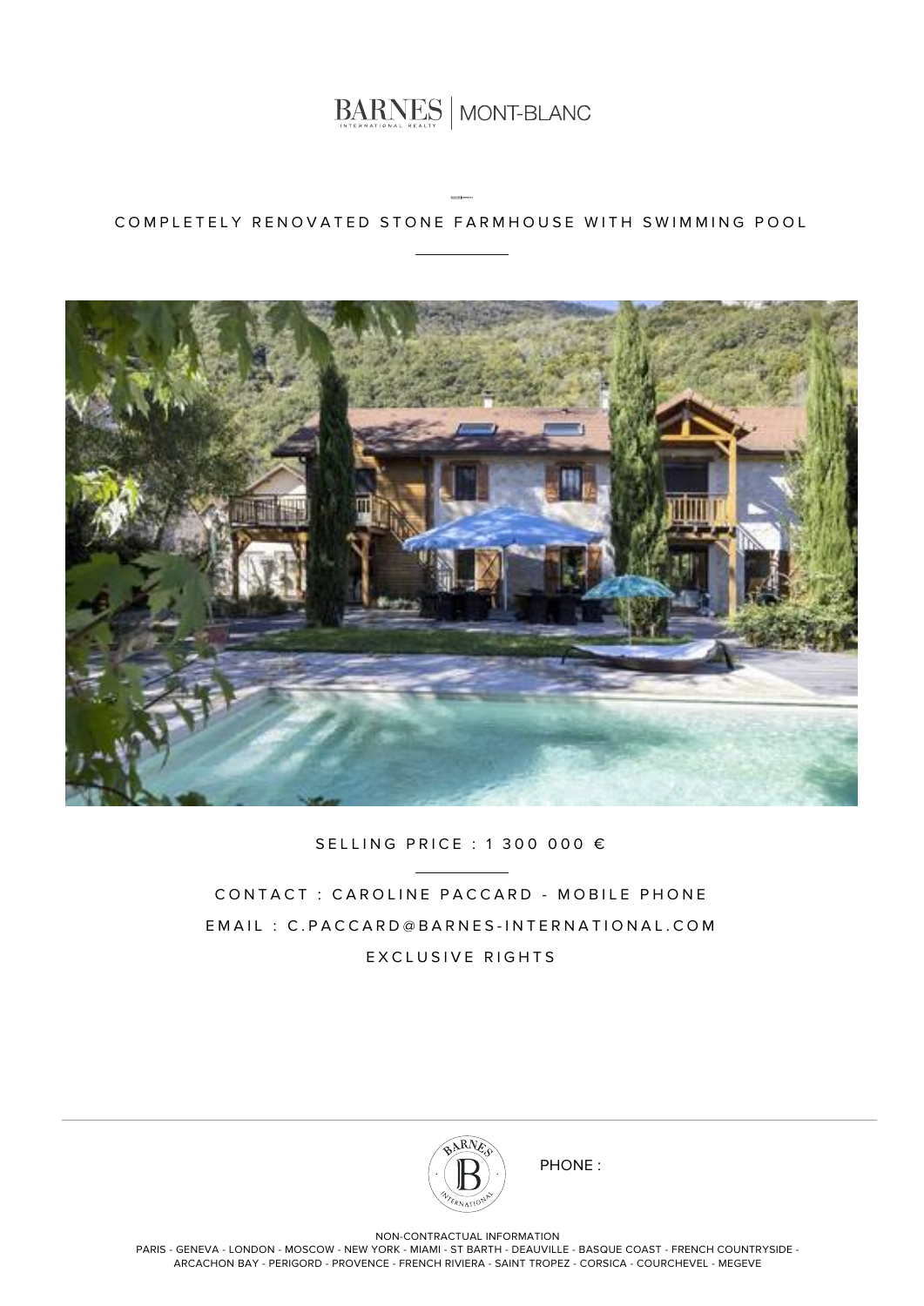# COMPLETELY RENOVATED STONE FARMHOUSE WITH SWIMMING POOL

SELLING PRICE : 1 300 000 €

CONTACT : CAROLINE PACCARD - MOBILE PHONE

EMAIL : C.PACCARD@BARNES-INTERNATIONAL.COM

EXCLUSIVE RIGHTS

PHONE :

NON-CONTRACTUAL INFORMATION

PARIS - GENEVA - LONDON - MOSCOW - NEW YORK - MIAMI - ST BARTH - DEAUVILLE - BASQUE COAST - FRENCH COUNTRYSIDE - ARCACHON BAY - PERIGORD - PROVENCE - FRENCH RIVIERA - SAINT TROPEZ - CORSICA - COURCHEVEL - MEGEVE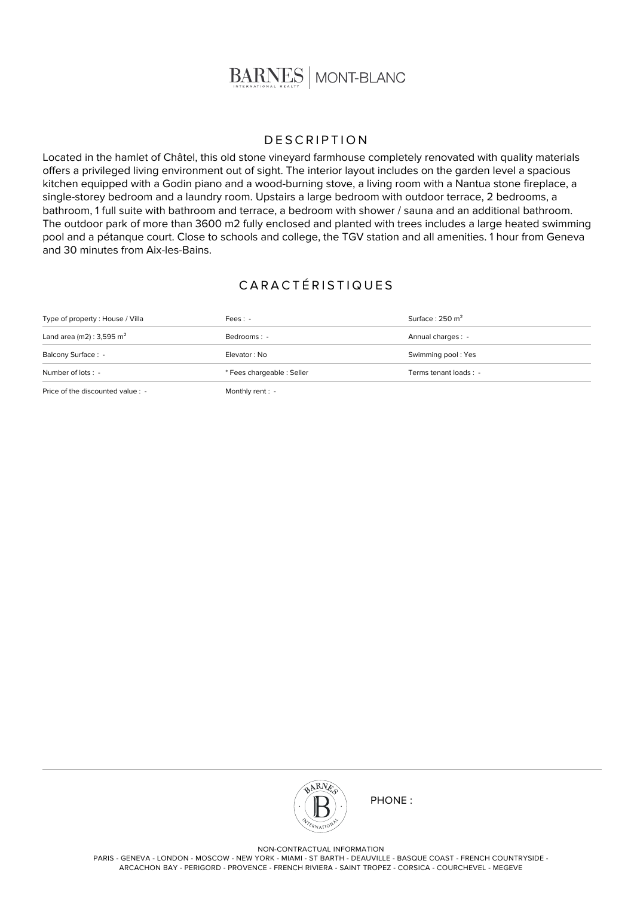## DESCRIPTION

Located in the hamlet of Châtel, this old stone vineyard farmhouse completely renovated with quality materials offers a privileged living environment out of sight. The interior layout includes on the garden level a spacious kitchen equipped with a Godin piano and a wood-burning stove, a living room with a Nantua stone fireplace, a single-storey bedroom and a laundry room. Upstairs a large bedroom with outdoor terrace, 2 bedrooms, a bathroom, 1 full suite with bathroom and terrace, a bedroom with shower / sauna and an additional bathroom. The outdoor park of more than 3600 m2 fully enclosed and planted with trees includes a large heated swimming pool and a pétanque court. Close to schools and college, the TGV station and all amenities. 1 hour from Geneva and 30 minutes from Aix-les-Bains.

## CARACTÉRISTIQUES

| | | |
|---|---|---|
| Type of property : House / Villa | Fees : - | Surface : 250 m² |
| Land area (m2) : 3,595 m² | Bedrooms : - | Annual charges : - |
| Balcony Surface : - | Elevator : No | Swimming pool : Yes |
| Number of lots : - | * Fees chargeable : Seller | Terms tenant loads : - |
| Price of the discounted value : - | Monthly rent : - | |

PHONE :

NON-CONTRACTUAL INFORMATION

PARIS - GENEVA - LONDON - MOSCOW - NEW YORK - MIAMI - ST BARTH - DEAUVILLE - BASQUE COAST - FRENCH COUNTRYSIDE - ARCACHON BAY - PERIGORD - PROVENCE - FRENCH RIVIERA - SAINT TROPEZ - CORSICA - COURCHEVEL - MEGEVE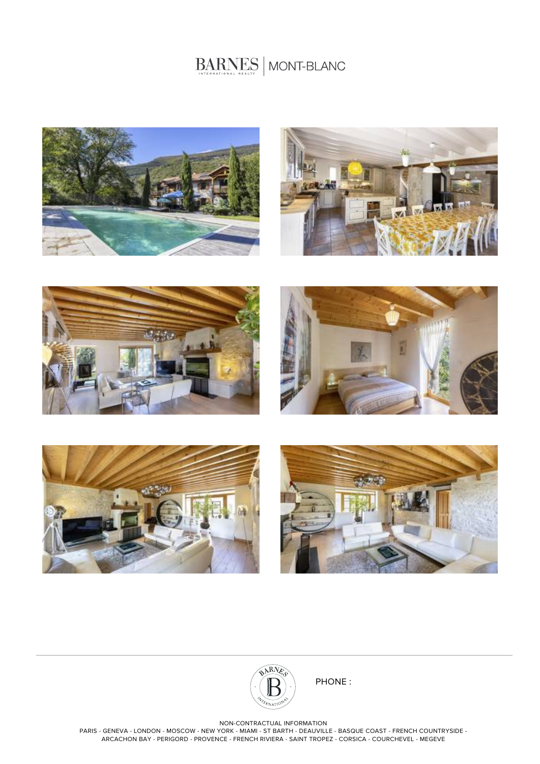PHONE :

NON-CONTRACTUAL INFORMATION

PARIS - GENEVA - LONDON - MOSCOW - NEW YORK - MIAMI - ST BARTH - DEAUVILLE - BASQUE COAST - FRENCH COUNTRYSIDE - ARCACHON BAY - PERIGORD - PROVENCE - FRENCH RIVIERA - SAINT TROPEZ - CORSICA - COURCHEVEL - MEGEVE